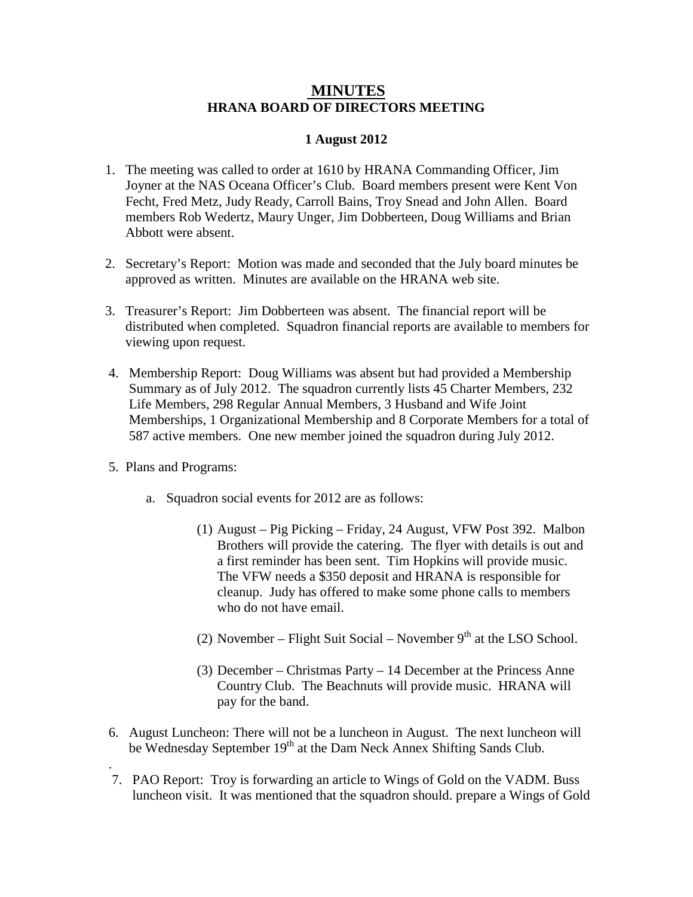# MINUTES
## HRANA BOARD OF DIRECTORS MEETING

**1 August 2012**

1. The meeting was called to order at 1610 by HRANA Commanding Officer, Jim Joyner at the NAS Oceana Officer's Club. Board members present were Kent Von Fecht, Fred Metz, Judy Ready, Carroll Bains, Troy Snead and John Allen. Board members Rob Wedertz, Maury Unger, Jim Dobberteen, Doug Williams and Brian Abbott were absent.

2. Secretary's Report: Motion was made and seconded that the July board minutes be approved as written. Minutes are available on the HRANA web site.

3. Treasurer's Report: Jim Dobberteen was absent. The financial report will be distributed when completed. Squadron financial reports are available to members for viewing upon request.

4. Membership Report: Doug Williams was absent but had provided a Membership Summary as of July 2012. The squadron currently lists 45 Charter Members, 232 Life Members, 298 Regular Annual Members, 3 Husband and Wife Joint Memberships, 1 Organizational Membership and 8 Corporate Members for a total of 587 active members. One new member joined the squadron during July 2012.

5. Plans and Programs:

   a. Squadron social events for 2012 are as follows:

      (1) August – Pig Picking – Friday, 24 August, VFW Post 392. Malbon Brothers will provide the catering. The flyer with details is out and a first reminder has been sent. Tim Hopkins will provide music. The VFW needs a $350 deposit and HRANA is responsible for cleanup. Judy has offered to make some phone calls to members who do not have email.

      (2) November – Flight Suit Social – November 9th at the LSO School.

      (3) December – Christmas Party – 14 December at the Princess Anne Country Club. The Beachnuts will provide music. HRANA will pay for the band.

6. August Luncheon: There will not be a luncheon in August. The next luncheon will be Wednesday September 19th at the Dam Neck Annex Shifting Sands Club.

.

7. PAO Report: Troy is forwarding an article to Wings of Gold on the VADM. Buss luncheon visit. It was mentioned that the squadron should. prepare a Wings of Gold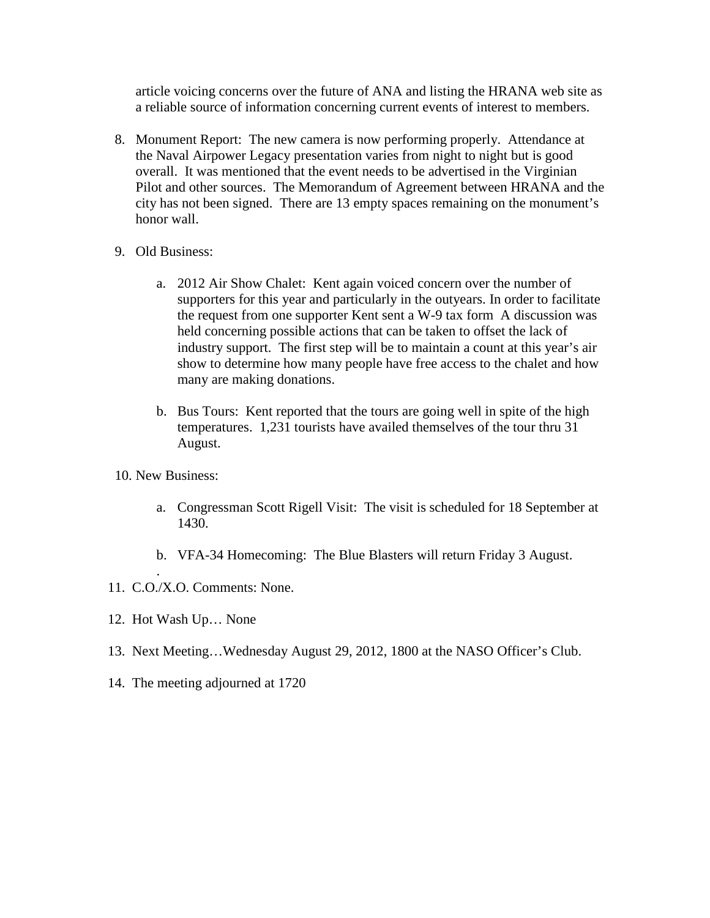article voicing concerns over the future of ANA and listing the HRANA web site as a reliable source of information concerning current events of interest to members.

8. Monument Report: The new camera is now performing properly. Attendance at the Naval Airpower Legacy presentation varies from night to night but is good overall. It was mentioned that the event needs to be advertised in the Virginian Pilot and other sources. The Memorandum of Agreement between HRANA and the city has not been signed. There are 13 empty spaces remaining on the monument's honor wall.

9. Old Business:

   a. 2012 Air Show Chalet: Kent again voiced concern over the number of supporters for this year and particularly in the outyears. In order to facilitate the request from one supporter Kent sent a W-9 tax form A discussion was held concerning possible actions that can be taken to offset the lack of industry support. The first step will be to maintain a count at this year's air show to determine how many people have free access to the chalet and how many are making donations.

   b. Bus Tours: Kent reported that the tours are going well in spite of the high temperatures. 1,231 tourists have availed themselves of the tour thru 31 August.

10. New Business:

    a. Congressman Scott Rigell Visit: The visit is scheduled for 18 September at 1430.

    b. VFA-34 Homecoming: The Blue Blasters will return Friday 3 August.

    .

11. C.O./X.O. Comments: None.

12. Hot Wash Up… None

13. Next Meeting…Wednesday August 29, 2012, 1800 at the NASO Officer's Club.

14. The meeting adjourned at 1720